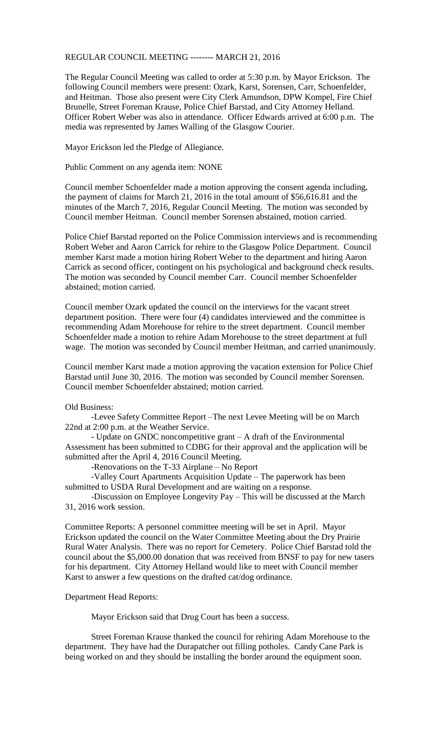REGULAR COUNCIL MEETING -------- MARCH 21, 2016

The Regular Council Meeting was called to order at 5:30 p.m. by Mayor Erickson. The following Council members were present: Ozark, Karst, Sorensen, Carr, Schoenfelder, and Heitman. Those also present were City Clerk Amundson, DPW Kompel, Fire Chief Brunelle, Street Foreman Krause, Police Chief Barstad, and City Attorney Helland. Officer Robert Weber was also in attendance. Officer Edwards arrived at 6:00 p.m. The media was represented by James Walling of the Glasgow Courier.

Mayor Erickson led the Pledge of Allegiance.

Public Comment on any agenda item: NONE

Council member Schoenfelder made a motion approving the consent agenda including, the payment of claims for March 21, 2016 in the total amount of $56,616.81 and the minutes of the March 7, 2016, Regular Council Meeting. The motion was seconded by Council member Heitman. Council member Sorensen abstained, motion carried.

Police Chief Barstad reported on the Police Commission interviews and is recommending Robert Weber and Aaron Carrick for rehire to the Glasgow Police Department. Council member Karst made a motion hiring Robert Weber to the department and hiring Aaron Carrick as second officer, contingent on his psychological and background check results. The motion was seconded by Council member Carr. Council member Schoenfelder abstained; motion carried.

Council member Ozark updated the council on the interviews for the vacant street department position. There were four (4) candidates interviewed and the committee is recommending Adam Morehouse for rehire to the street department. Council member Schoenfelder made a motion to rehire Adam Morehouse to the street department at full wage. The motion was seconded by Council member Heitman, and carried unanimously.

Council member Karst made a motion approving the vacation extension for Police Chief Barstad until June 30, 2016. The motion was seconded by Council member Sorensen. Council member Schoenfelder abstained; motion carried.

Old Business:

-Levee Safety Committee Report –The next Levee Meeting will be on March 22nd at 2:00 p.m. at the Weather Service.

- Update on GNDC noncompetitive grant – A draft of the Environmental Assessment has been submitted to CDBG for their approval and the application will be submitted after the April 4, 2016 Council Meeting.

-Renovations on the T-33 Airplane – No Report

-Valley Court Apartments Acquisition Update – The paperwork has been submitted to USDA Rural Development and are waiting on a response.

-Discussion on Employee Longevity Pay – This will be discussed at the March 31, 2016 work session.

Committee Reports: A personnel committee meeting will be set in April. Mayor Erickson updated the council on the Water Committee Meeting about the Dry Prairie Rural Water Analysis. There was no report for Cemetery. Police Chief Barstad told the council about the $5,000.00 donation that was received from BNSF to pay for new tasers for his department. City Attorney Helland would like to meet with Council member Karst to answer a few questions on the drafted cat/dog ordinance.

Department Head Reports:

Mayor Erickson said that Drug Court has been a success.

Street Foreman Krause thanked the council for rehiring Adam Morehouse to the department. They have had the Durapatcher out filling potholes. Candy Cane Park is being worked on and they should be installing the border around the equipment soon.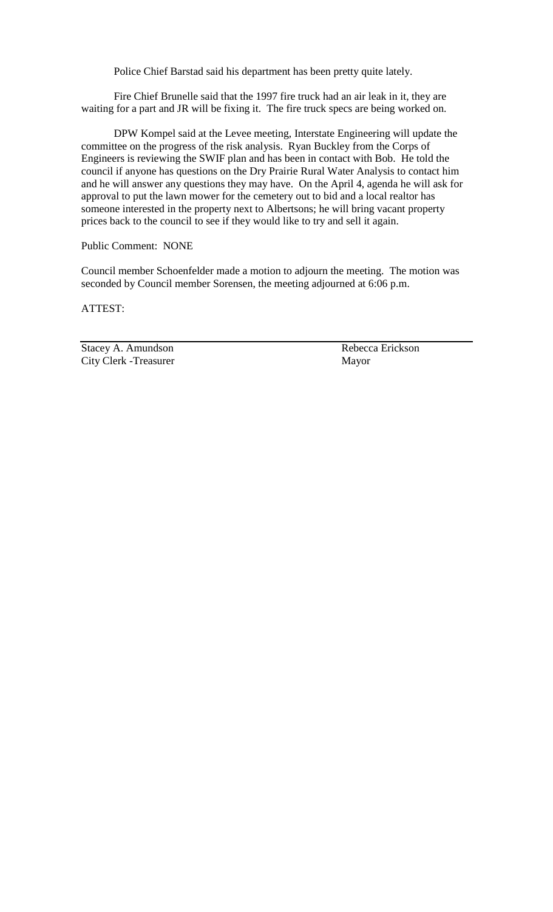Police Chief Barstad said his department has been pretty quite lately.

Fire Chief Brunelle said that the 1997 fire truck had an air leak in it, they are waiting for a part and JR will be fixing it. The fire truck specs are being worked on.

DPW Kompel said at the Levee meeting, Interstate Engineering will update the committee on the progress of the risk analysis. Ryan Buckley from the Corps of Engineers is reviewing the SWIF plan and has been in contact with Bob. He told the council if anyone has questions on the Dry Prairie Rural Water Analysis to contact him and he will answer any questions they may have. On the April 4, agenda he will ask for approval to put the lawn mower for the cemetery out to bid and a local realtor has someone interested in the property next to Albertsons; he will bring vacant property prices back to the council to see if they would like to try and sell it again.

Public Comment: NONE

Council member Schoenfelder made a motion to adjourn the meeting. The motion was seconded by Council member Sorensen, the meeting adjourned at 6:06 p.m.

ATTEST:

Stacey A. Amundson
City Clerk -Treasurer

Rebecca Erickson
Mayor